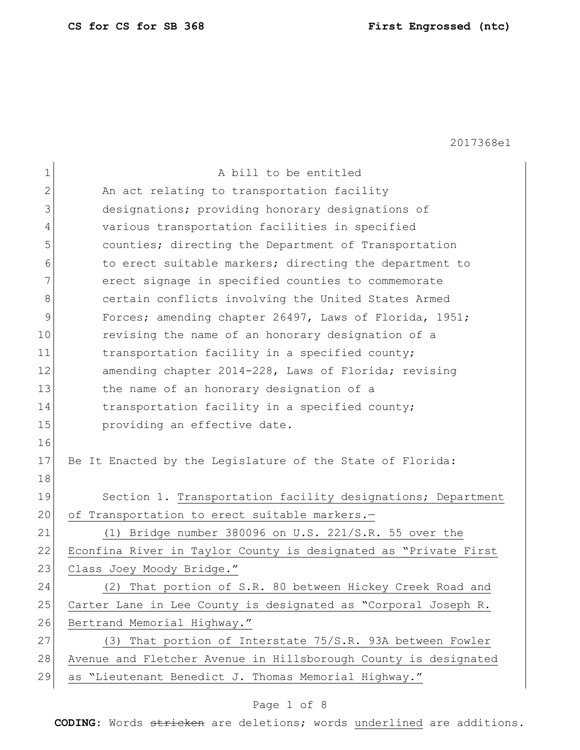A bill to be entitled

An act relating to transportation facility designations; providing honorary designations of various transportation facilities in specified counties; directing the Department of Transportation to erect suitable markers; directing the department to erect signage in specified counties to commemorate certain conflicts involving the United States Armed Forces; amending chapter 26497, Laws of Florida, 1951; revising the name of an honorary designation of a transportation facility in a specified county; amending chapter 2014-228, Laws of Florida; revising the name of an honorary designation of a transportation facility in a specified county; providing an effective date.

Be It Enacted by the Legislature of the State of Florida:

Section 1. Transportation facility designations; Department of Transportation to erect suitable markers.—

(1) Bridge number 380096 on U.S. 221/S.R. 55 over the Econfina River in Taylor County is designated as "Private First Class Joey Moody Bridge."

(2) That portion of S.R. 80 between Hickey Creek Road and Carter Lane in Lee County is designated as "Corporal Joseph R. Bertrand Memorial Highway."

(3) That portion of Interstate 75/S.R. 93A between Fowler Avenue and Fletcher Avenue in Hillsborough County is designated as "Lieutenant Benedict J. Thomas Memorial Highway."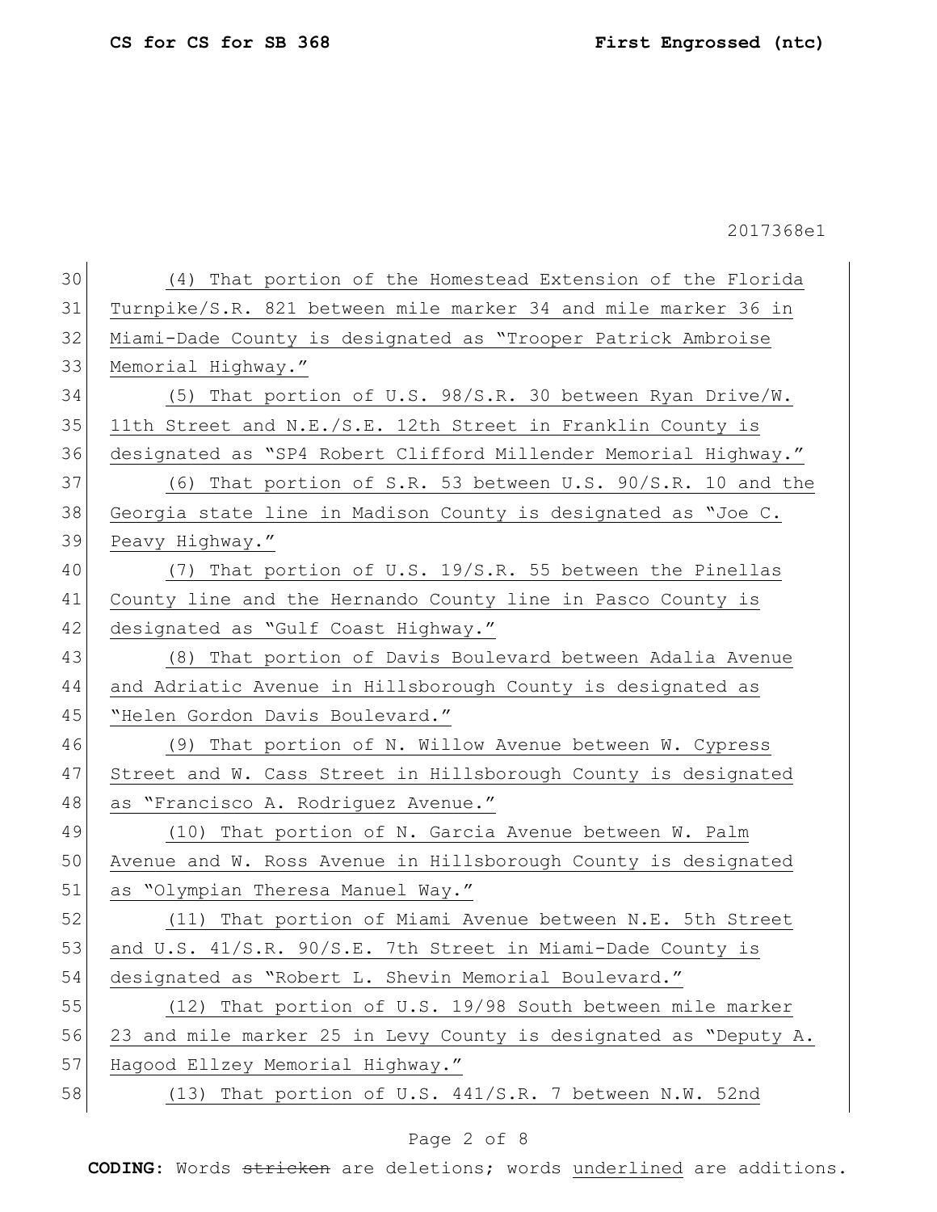(4) That portion of the Homestead Extension of the Florida Turnpike/S.R. 821 between mile marker 34 and mile marker 36 in Miami-Dade County is designated as "Trooper Patrick Ambroise Memorial Highway."

(5) That portion of U.S. 98/S.R. 30 between Ryan Drive/W. 11th Street and N.E./S.E. 12th Street in Franklin County is designated as "SP4 Robert Clifford Millender Memorial Highway."

(6) That portion of S.R. 53 between U.S. 90/S.R. 10 and the Georgia state line in Madison County is designated as "Joe C. Peavy Highway."

(7) That portion of U.S. 19/S.R. 55 between the Pinellas County line and the Hernando County line in Pasco County is designated as "Gulf Coast Highway."

(8) That portion of Davis Boulevard between Adalia Avenue and Adriatic Avenue in Hillsborough County is designated as "Helen Gordon Davis Boulevard."

(9) That portion of N. Willow Avenue between W. Cypress Street and W. Cass Street in Hillsborough County is designated as "Francisco A. Rodriguez Avenue."

(10) That portion of N. Garcia Avenue between W. Palm Avenue and W. Ross Avenue in Hillsborough County is designated as "Olympian Theresa Manuel Way."

(11) That portion of Miami Avenue between N.E. 5th Street and U.S. 41/S.R. 90/S.E. 7th Street in Miami-Dade County is designated as "Robert L. Shevin Memorial Boulevard."

(12) That portion of U.S. 19/98 South between mile marker 23 and mile marker 25 in Levy County is designated as "Deputy A. Hagood Ellzey Memorial Highway."

(13) That portion of U.S. 441/S.R. 7 between N.W. 52nd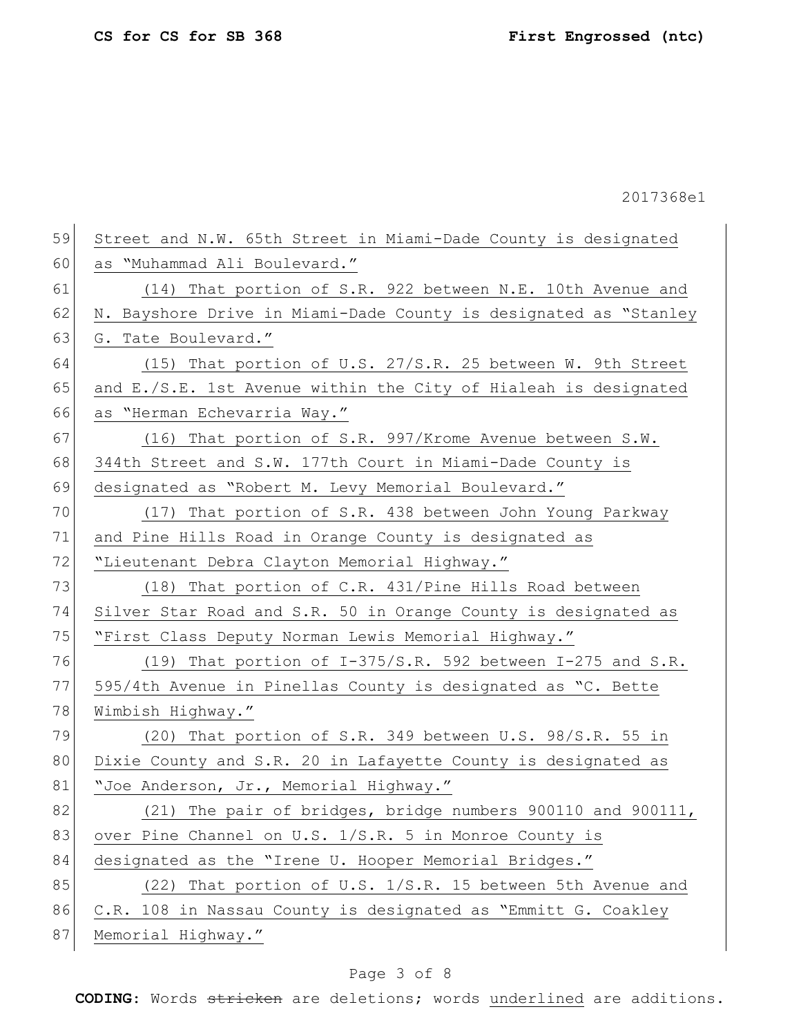Street and N.W. 65th Street in Miami-Dade County is designated as "Muhammad Ali Boulevard."

(14) That portion of S.R. 922 between N.E. 10th Avenue and N. Bayshore Drive in Miami-Dade County is designated as "Stanley G. Tate Boulevard."

(15) That portion of U.S. 27/S.R. 25 between W. 9th Street and E./S.E. 1st Avenue within the City of Hialeah is designated as "Herman Echevarria Way."

(16) That portion of S.R. 997/Krome Avenue between S.W. 344th Street and S.W. 177th Court in Miami-Dade County is designated as "Robert M. Levy Memorial Boulevard."

(17) That portion of S.R. 438 between John Young Parkway and Pine Hills Road in Orange County is designated as "Lieutenant Debra Clayton Memorial Highway."

(18) That portion of C.R. 431/Pine Hills Road between Silver Star Road and S.R. 50 in Orange County is designated as "First Class Deputy Norman Lewis Memorial Highway."

(19) That portion of I-375/S.R. 592 between I-275 and S.R. 595/4th Avenue in Pinellas County is designated as "C. Bette Wimbish Highway."

(20) That portion of S.R. 349 between U.S. 98/S.R. 55 in Dixie County and S.R. 20 in Lafayette County is designated as "Joe Anderson, Jr., Memorial Highway."

(21) The pair of bridges, bridge numbers 900110 and 900111, over Pine Channel on U.S. 1/S.R. 5 in Monroe County is designated as the "Irene U. Hooper Memorial Bridges."

(22) That portion of U.S. 1/S.R. 15 between 5th Avenue and C.R. 108 in Nassau County is designated as "Emmitt G. Coakley Memorial Highway."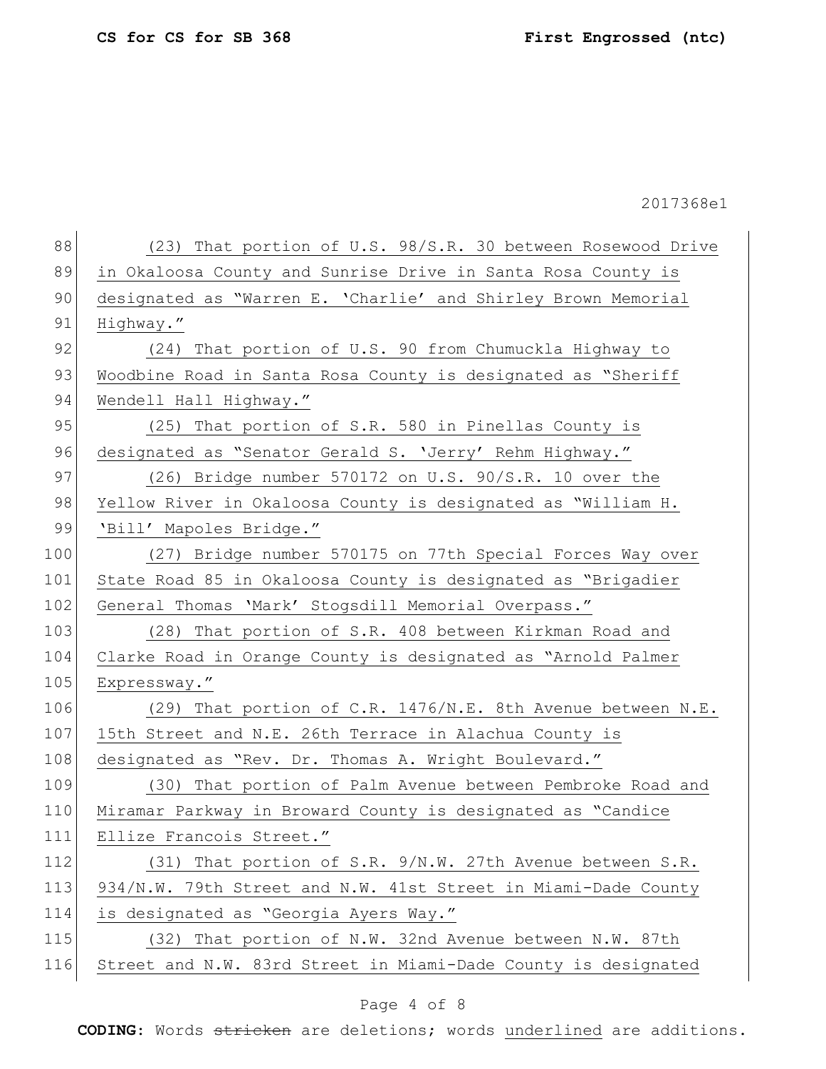(23) That portion of U.S. 98/S.R. 30 between Rosewood Drive in Okaloosa County and Sunrise Drive in Santa Rosa County is designated as "Warren E. 'Charlie' and Shirley Brown Memorial Highway."

(24) That portion of U.S. 90 from Chumuckla Highway to Woodbine Road in Santa Rosa County is designated as "Sheriff Wendell Hall Highway."

(25) That portion of S.R. 580 in Pinellas County is designated as "Senator Gerald S. 'Jerry' Rehm Highway."

(26) Bridge number 570172 on U.S. 90/S.R. 10 over the Yellow River in Okaloosa County is designated as "William H. 'Bill' Mapoles Bridge."

(27) Bridge number 570175 on 77th Special Forces Way over State Road 85 in Okaloosa County is designated as "Brigadier General Thomas 'Mark' Stogsdill Memorial Overpass."

(28) That portion of S.R. 408 between Kirkman Road and Clarke Road in Orange County is designated as "Arnold Palmer Expressway."

(29) That portion of C.R. 1476/N.E. 8th Avenue between N.E. 15th Street and N.E. 26th Terrace in Alachua County is designated as "Rev. Dr. Thomas A. Wright Boulevard."

(30) That portion of Palm Avenue between Pembroke Road and Miramar Parkway in Broward County is designated as "Candice Ellize Francois Street."

(31) That portion of S.R. 9/N.W. 27th Avenue between S.R. 934/N.W. 79th Street and N.W. 41st Street in Miami-Dade County is designated as "Georgia Ayers Way."

(32) That portion of N.W. 32nd Avenue between N.W. 87th Street and N.W. 83rd Street in Miami-Dade County is designated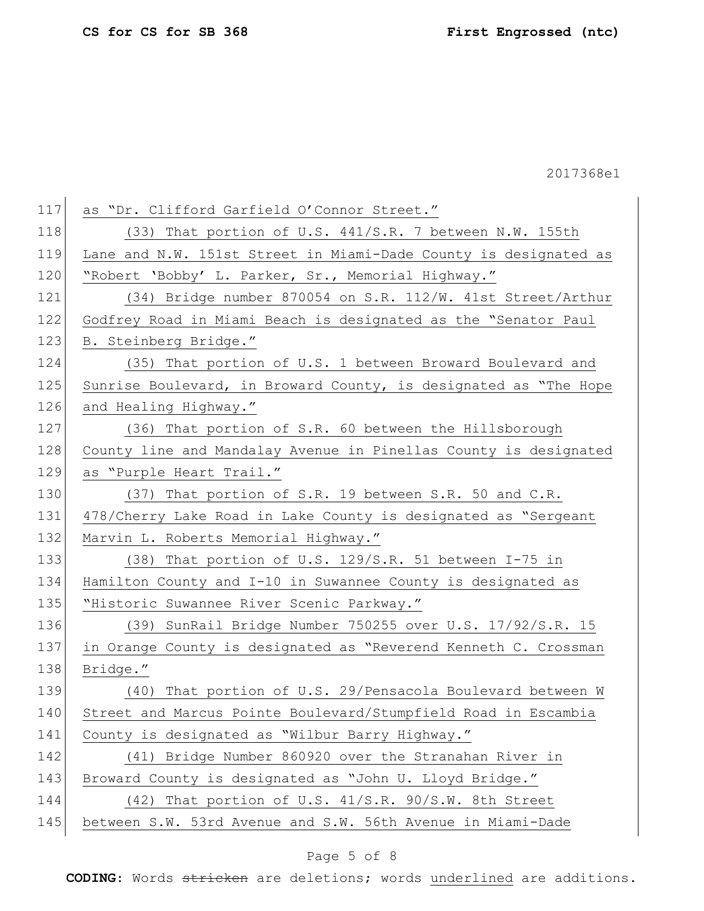as "Dr. Clifford Garfield O'Connor Street."

(33) That portion of U.S. 441/S.R. 7 between N.W. 155th Lane and N.W. 151st Street in Miami-Dade County is designated as "Robert 'Bobby' L. Parker, Sr., Memorial Highway."

(34) Bridge number 870054 on S.R. 112/W. 41st Street/Arthur Godfrey Road in Miami Beach is designated as the "Senator Paul B. Steinberg Bridge."

(35) That portion of U.S. 1 between Broward Boulevard and Sunrise Boulevard, in Broward County, is designated as "The Hope and Healing Highway."

(36) That portion of S.R. 60 between the Hillsborough County line and Mandalay Avenue in Pinellas County is designated as "Purple Heart Trail."

(37) That portion of S.R. 19 between S.R. 50 and C.R. 478/Cherry Lake Road in Lake County is designated as "Sergeant Marvin L. Roberts Memorial Highway."

(38) That portion of U.S. 129/S.R. 51 between I-75 in Hamilton County and I-10 in Suwannee County is designated as "Historic Suwannee River Scenic Parkway."

(39) SunRail Bridge Number 750255 over U.S. 17/92/S.R. 15 in Orange County is designated as "Reverend Kenneth C. Crossman Bridge."

(40) That portion of U.S. 29/Pensacola Boulevard between W Street and Marcus Pointe Boulevard/Stumpfield Road in Escambia County is designated as "Wilbur Barry Highway."

(41) Bridge Number 860920 over the Stranahan River in Broward County is designated as "John U. Lloyd Bridge."

(42) That portion of U.S. 41/S.R. 90/S.W. 8th Street between S.W. 53rd Avenue and S.W. 56th Avenue in Miami-Dade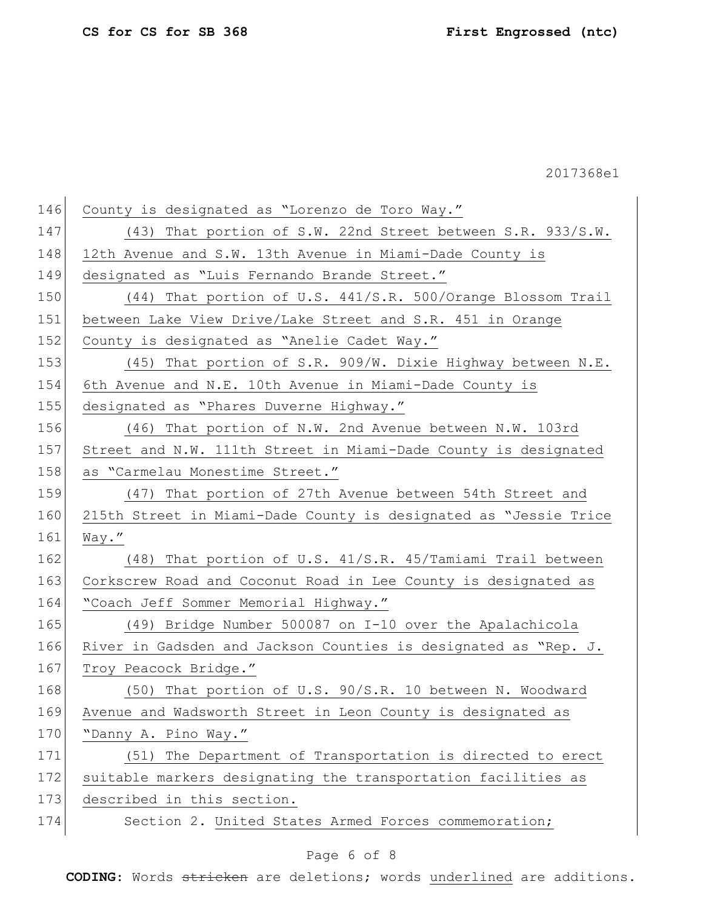County is designated as "Lorenzo de Toro Way."

(43) That portion of S.W. 22nd Street between S.R. 933/S.W. 12th Avenue and S.W. 13th Avenue in Miami-Dade County is designated as "Luis Fernando Brande Street."

(44) That portion of U.S. 441/S.R. 500/Orange Blossom Trail between Lake View Drive/Lake Street and S.R. 451 in Orange County is designated as "Anelie Cadet Way."

(45) That portion of S.R. 909/W. Dixie Highway between N.E. 6th Avenue and N.E. 10th Avenue in Miami-Dade County is designated as "Phares Duverne Highway."

(46) That portion of N.W. 2nd Avenue between N.W. 103rd Street and N.W. 111th Street in Miami-Dade County is designated as "Carmelau Monestime Street."

(47) That portion of 27th Avenue between 54th Street and 215th Street in Miami-Dade County is designated as "Jessie Trice Way."

(48) That portion of U.S. 41/S.R. 45/Tamiami Trail between Corkscrew Road and Coconut Road in Lee County is designated as "Coach Jeff Sommer Memorial Highway."

(49) Bridge Number 500087 on I-10 over the Apalachicola River in Gadsden and Jackson Counties is designated as "Rep. J. Troy Peacock Bridge."

(50) That portion of U.S. 90/S.R. 10 between N. Woodward Avenue and Wadsworth Street in Leon County is designated as "Danny A. Pino Way."

(51) The Department of Transportation is directed to erect suitable markers designating the transportation facilities as described in this section.

Section 2. United States Armed Forces commemoration;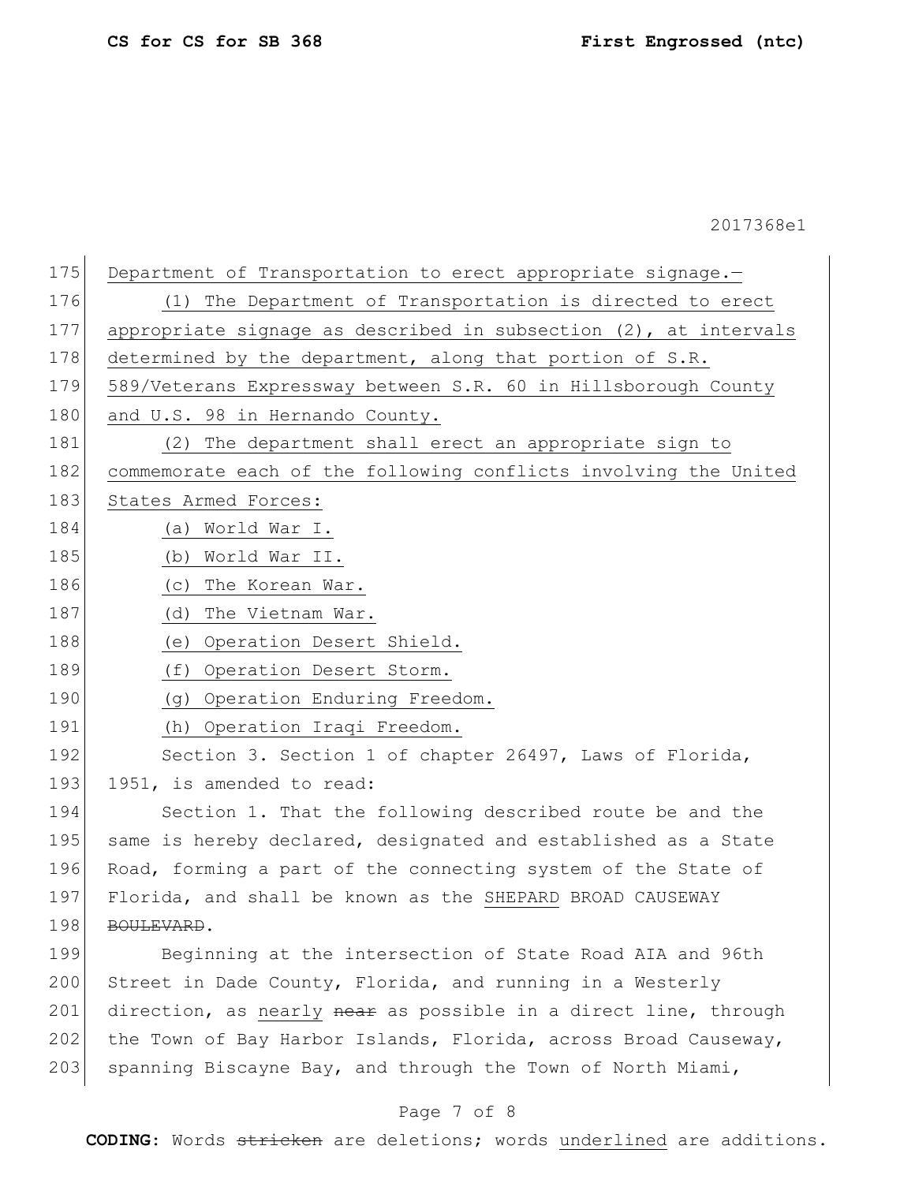Department of Transportation to erect appropriate signage.—

(1) The Department of Transportation is directed to erect appropriate signage as described in subsection (2), at intervals determined by the department, along that portion of S.R. 589/Veterans Expressway between S.R. 60 in Hillsborough County and U.S. 98 in Hernando County.

(2) The department shall erect an appropriate sign to commemorate each of the following conflicts involving the United States Armed Forces:

(a) World War I.

(b) World War II.

(c) The Korean War.

(d) The Vietnam War.

(e) Operation Desert Shield.

(f) Operation Desert Storm.

(g) Operation Enduring Freedom.

(h) Operation Iraqi Freedom.

Section 3. Section 1 of chapter 26497, Laws of Florida, 1951, is amended to read:

Section 1. That the following described route be and the same is hereby declared, designated and established as a State Road, forming a part of the connecting system of the State of Florida, and shall be known as the SHEPARD BROAD CAUSEWAY ~~BOULEVARD~~.

Beginning at the intersection of State Road AIA and 96th Street in Dade County, Florida, and running in a Westerly direction, as nearly ~~near~~ as possible in a direct line, through the Town of Bay Harbor Islands, Florida, across Broad Causeway, spanning Biscayne Bay, and through the Town of North Miami,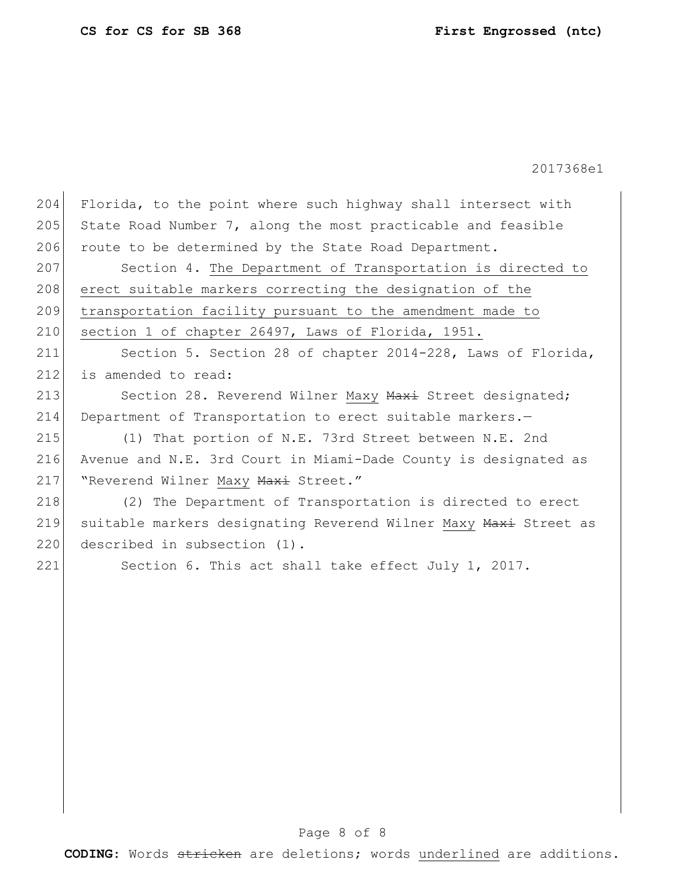Florida, to the point where such highway shall intersect with State Road Number 7, along the most practicable and feasible route to be determined by the State Road Department.

Section 4. <u>The Department of Transportation is directed to erect suitable markers correcting the designation of the transportation facility pursuant to the amendment made to section 1 of chapter 26497, Laws of Florida, 1951.</u>

Section 5. Section 28 of chapter 2014-228, Laws of Florida, is amended to read:

Section 28. Reverend Wilner <u>Maxy</u> ~~Maxi~~ Street designated; Department of Transportation to erect suitable markers.—

(1) That portion of N.E. 73rd Street between N.E. 2nd Avenue and N.E. 3rd Court in Miami-Dade County is designated as "Reverend Wilner <u>Maxy</u> ~~Maxi~~ Street."

(2) The Department of Transportation is directed to erect suitable markers designating Reverend Wilner <u>Maxy</u> ~~Maxi~~ Street as described in subsection (1).

Section 6. This act shall take effect July 1, 2017.

**CODING:** Words ~~stricken~~ are deletions; words <u>underlined</u> are additions.